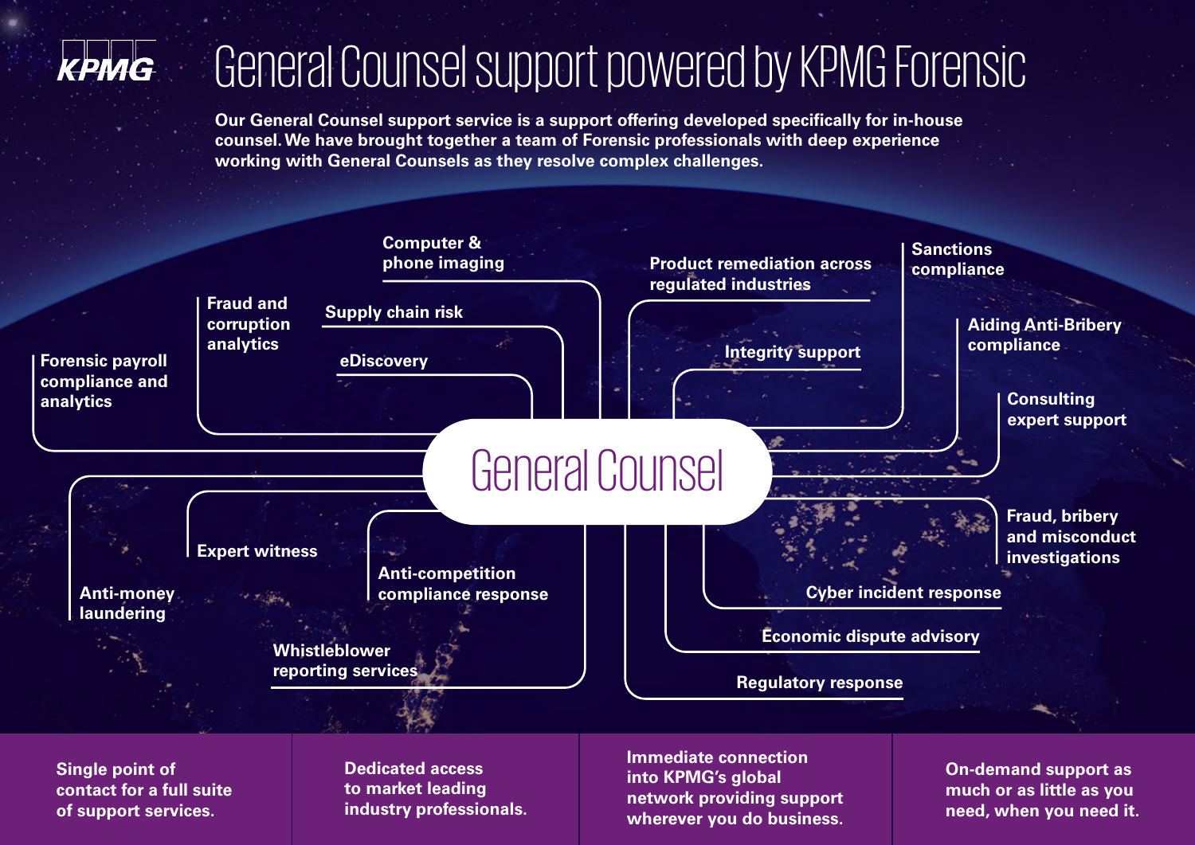KPMG

# General Counsel support powered by KPMG Forensic

**Our General Counsel support service is a support offering developed specifically for in-house counsel. We have brought together a team of Forensic professionals with deep experience working with General Counsels as they resolve complex challenges.**

## General Counsel

- Forensic payroll compliance and analytics
- Fraud and corruption analytics
- Computer & phone imaging
- Supply chain risk
- eDiscovery
- Product remediation across regulated industries
- Integrity support
- Sanctions compliance
- Aiding Anti-Bribery compliance
- Consulting expert support
- Fraud, bribery and misconduct investigations
- Cyber incident response
- Economic dispute advisory
- Regulatory response
- Whistleblower reporting services
- Anti-competition compliance response
- Expert witness
- Anti-money laundering

---

**Single point of contact for a full suite of support services.**

**Dedicated access to market leading industry professionals.**

**Immediate connection into KPMG's global network providing support wherever you do business.**

**On-demand support as much or as little as you need, when you need it.**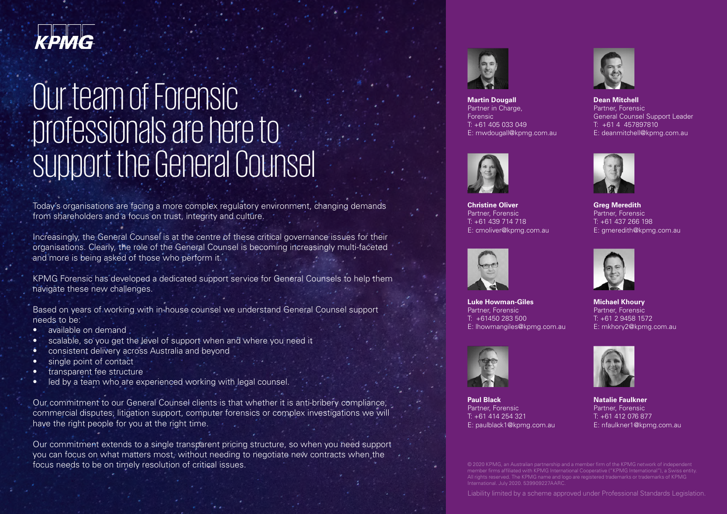KPMG

# Our team of Forensic professionals are here to support the General Counsel

Today's organisations are facing a more complex regulatory environment, changing demands from shareholders and a focus on trust, integrity and culture.

Increasingly, the General Counsel is at the centre of these critical governance issues for their organisations. Clearly, the role of the General Counsel is becoming increasingly multi-faceted and more is being asked of those who perform it.

KPMG Forensic has developed a dedicated support service for General Counsels to help them navigate these new challenges.

Based on years of working with in-house counsel we understand General Counsel support needs to be:

- available on demand
- scalable, so you get the level of support when and where you need it
- consistent delivery across Australia and beyond
- single point of contact
- transparent fee structure
- led by a team who are experienced working with legal counsel.

Our commitment to our General Counsel clients is that whether it is anti-bribery compliance, commercial disputes, litigation support, computer forensics or complex investigations we will have the right people for you at the right time.

Our commitment extends to a single transparent pricing structure, so when you need support you can focus on what matters most, without needing to negotiate new contracts when the focus needs to be on timely resolution of critical issues.

**Martin Dougall**
Partner in Charge, Forensic
T: +61 405 033 049
E: mwdougall@kpmg.com.au

**Dean Mitchell**
Partner, Forensic
General Counsel Support Leader
T: +61 4 457897810
E: deanmitchell@kpmg.com.au

**Christine Oliver**
Partner, Forensic
T: +61 439 714 718
E: cmoliver@kpmg.com.au

**Greg Meredith**
Partner, Forensic
T: +61 437 266 198
E: gmeredith@kpmg.com.au

**Luke Howman-Giles**
Partner, Forensic
T: +61450 283 500
E: lhowmangiles@kpmg.com.au

**Michael Khoury**
Partner, Forensic
T: +61 2 9458 1572
E: mkhory2@kpmg.com.au

**Paul Black**
Partner, Forensic
T: +61 414 254 321
E: paulblack1@kpmg.com.au

**Natalie Faulkner**
Partner, Forensic
T: +61 412 076 877
E: nfaulkner1@kpmg.com.au

© 2020 KPMG, an Australian partnership and a member firm of the KPMG network of independent member firms affiliated with KPMG International Cooperative ("KPMG International"), a Swiss entity. All rights reserved. The KPMG name and logo are registered trademarks or trademarks of KPMG International. July 2020. 539909227AARC.

Liability limited by a scheme approved under Professional Standards Legislation.